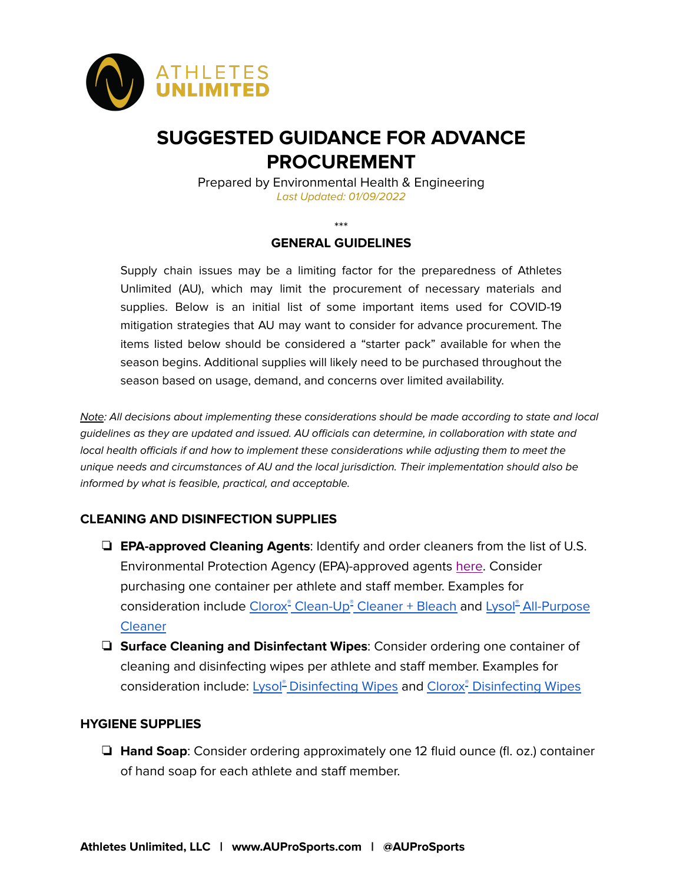ATHLETES UNLIMITED

# SUGGESTED GUIDANCE FOR ADVANCE PROCUREMENT

Prepared by Environmental Health & Engineering

*Last Updated: 01/09/2022*

***

## GENERAL GUIDELINES

Supply chain issues may be a limiting factor for the preparedness of Athletes Unlimited (AU), which may limit the procurement of necessary materials and supplies. Below is an initial list of some important items used for COVID-19 mitigation strategies that AU may want to consider for advance procurement. The items listed below should be considered a "starter pack" available for when the season begins. Additional supplies will likely need to be purchased throughout the season based on usage, demand, and concerns over limited availability.

*Note: All decisions about implementing these considerations should be made according to state and local guidelines as they are updated and issued. AU officials can determine, in collaboration with state and local health officials if and how to implement these considerations while adjusting them to meet the unique needs and circumstances of AU and the local jurisdiction. Their implementation should also be informed by what is feasible, practical, and acceptable.*

## CLEANING AND DISINFECTION SUPPLIES

- [ ] **EPA-approved Cleaning Agents**: Identify and order cleaners from the list of U.S. Environmental Protection Agency (EPA)-approved agents here. Consider purchasing one container per athlete and staff member. Examples for consideration include Clorox® Clean-Up® Cleaner + Bleach and Lysol® All-Purpose Cleaner
- [ ] **Surface Cleaning and Disinfectant Wipes**: Consider ordering one container of cleaning and disinfecting wipes per athlete and staff member. Examples for consideration include: Lysol® Disinfecting Wipes and Clorox® Disinfecting Wipes

## HYGIENE SUPPLIES

- [ ] **Hand Soap**: Consider ordering approximately one 12 fluid ounce (fl. oz.) container of hand soap for each athlete and staff member.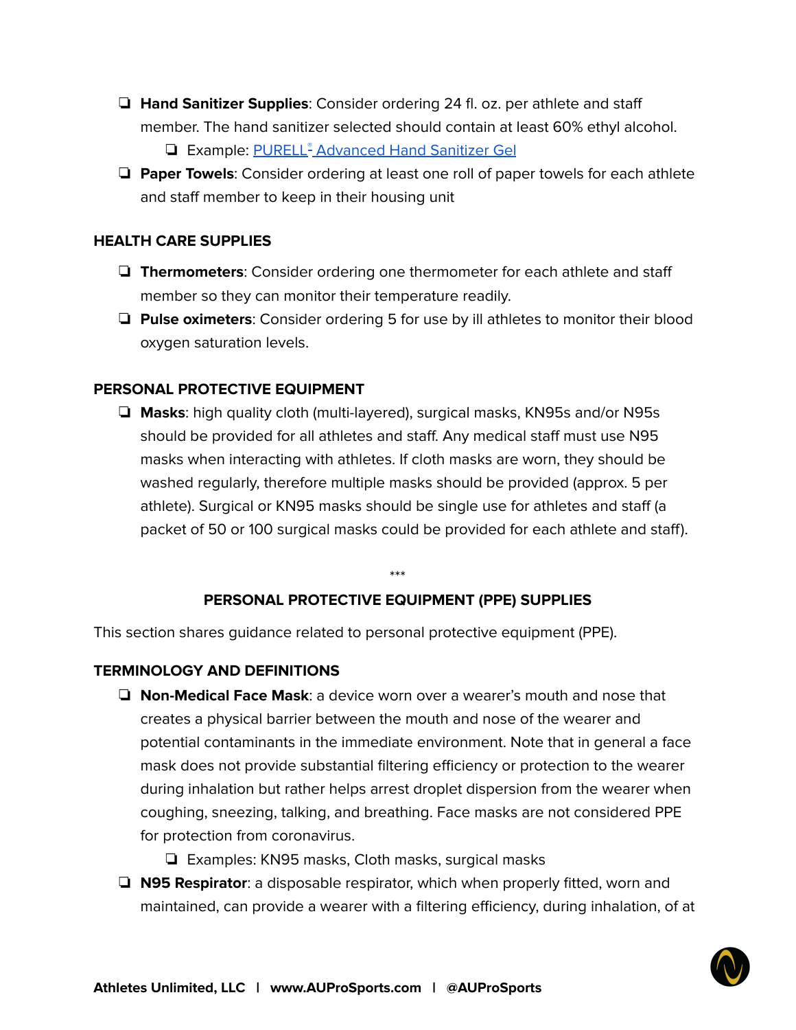- **Hand Sanitizer Supplies**: Consider ordering 24 fl. oz. per athlete and staff member. The hand sanitizer selected should contain at least 60% ethyl alcohol.
  - Example: PURELL® Advanced Hand Sanitizer Gel
- **Paper Towels**: Consider ordering at least one roll of paper towels for each athlete and staff member to keep in their housing unit

### HEALTH CARE SUPPLIES

- **Thermometers**: Consider ordering one thermometer for each athlete and staff member so they can monitor their temperature readily.
- **Pulse oximeters**: Consider ordering 5 for use by ill athletes to monitor their blood oxygen saturation levels.

### PERSONAL PROTECTIVE EQUIPMENT

- **Masks**: high quality cloth (multi-layered), surgical masks, KN95s and/or N95s should be provided for all athletes and staff. Any medical staff must use N95 masks when interacting with athletes. If cloth masks are worn, they should be washed regularly, therefore multiple masks should be provided (approx. 5 per athlete). Surgical or KN95 masks should be single use for athletes and staff (a packet of 50 or 100 surgical masks could be provided for each athlete and staff).

***

## PERSONAL PROTECTIVE EQUIPMENT (PPE) SUPPLIES

This section shares guidance related to personal protective equipment (PPE).

### TERMINOLOGY AND DEFINITIONS

- **Non-Medical Face Mask**: a device worn over a wearer's mouth and nose that creates a physical barrier between the mouth and nose of the wearer and potential contaminants in the immediate environment. Note that in general a face mask does not provide substantial filtering efficiency or protection to the wearer during inhalation but rather helps arrest droplet dispersion from the wearer when coughing, sneezing, talking, and breathing. Face masks are not considered PPE for protection from coronavirus.
  - Examples: KN95 masks, Cloth masks, surgical masks
- **N95 Respirator**: a disposable respirator, which when properly fitted, worn and maintained, can provide a wearer with a filtering efficiency, during inhalation, of at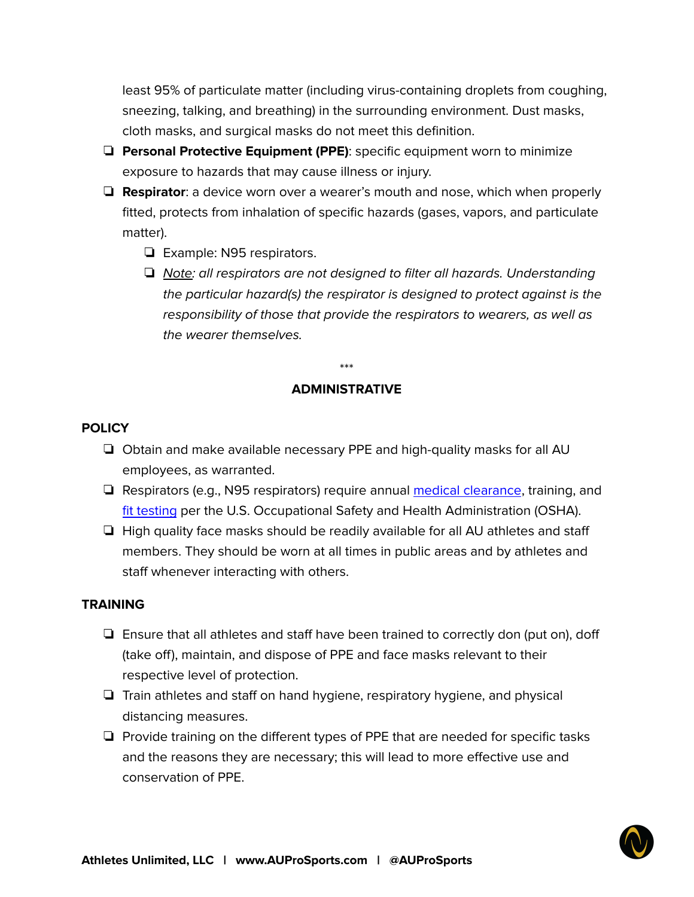least 95% of particulate matter (including virus-containing droplets from coughing, sneezing, talking, and breathing) in the surrounding environment. Dust masks, cloth masks, and surgical masks do not meet this definition.

- **Personal Protective Equipment (PPE)**: specific equipment worn to minimize exposure to hazards that may cause illness or injury.
- **Respirator**: a device worn over a wearer's mouth and nose, which when properly fitted, protects from inhalation of specific hazards (gases, vapors, and particulate matter).
  - Example: N95 respirators.
  - *Note: all respirators are not designed to filter all hazards. Understanding the particular hazard(s) the respirator is designed to protect against is the responsibility of those that provide the respirators to wearers, as well as the wearer themselves.*

***

## ADMINISTRATIVE

### POLICY

- Obtain and make available necessary PPE and high-quality masks for all AU employees, as warranted.
- Respirators (e.g., N95 respirators) require annual medical clearance, training, and fit testing per the U.S. Occupational Safety and Health Administration (OSHA).
- High quality face masks should be readily available for all AU athletes and staff members. They should be worn at all times in public areas and by athletes and staff whenever interacting with others.

### TRAINING

- Ensure that all athletes and staff have been trained to correctly don (put on), doff (take off), maintain, and dispose of PPE and face masks relevant to their respective level of protection.
- Train athletes and staff on hand hygiene, respiratory hygiene, and physical distancing measures.
- Provide training on the different types of PPE that are needed for specific tasks and the reasons they are necessary; this will lead to more effective use and conservation of PPE.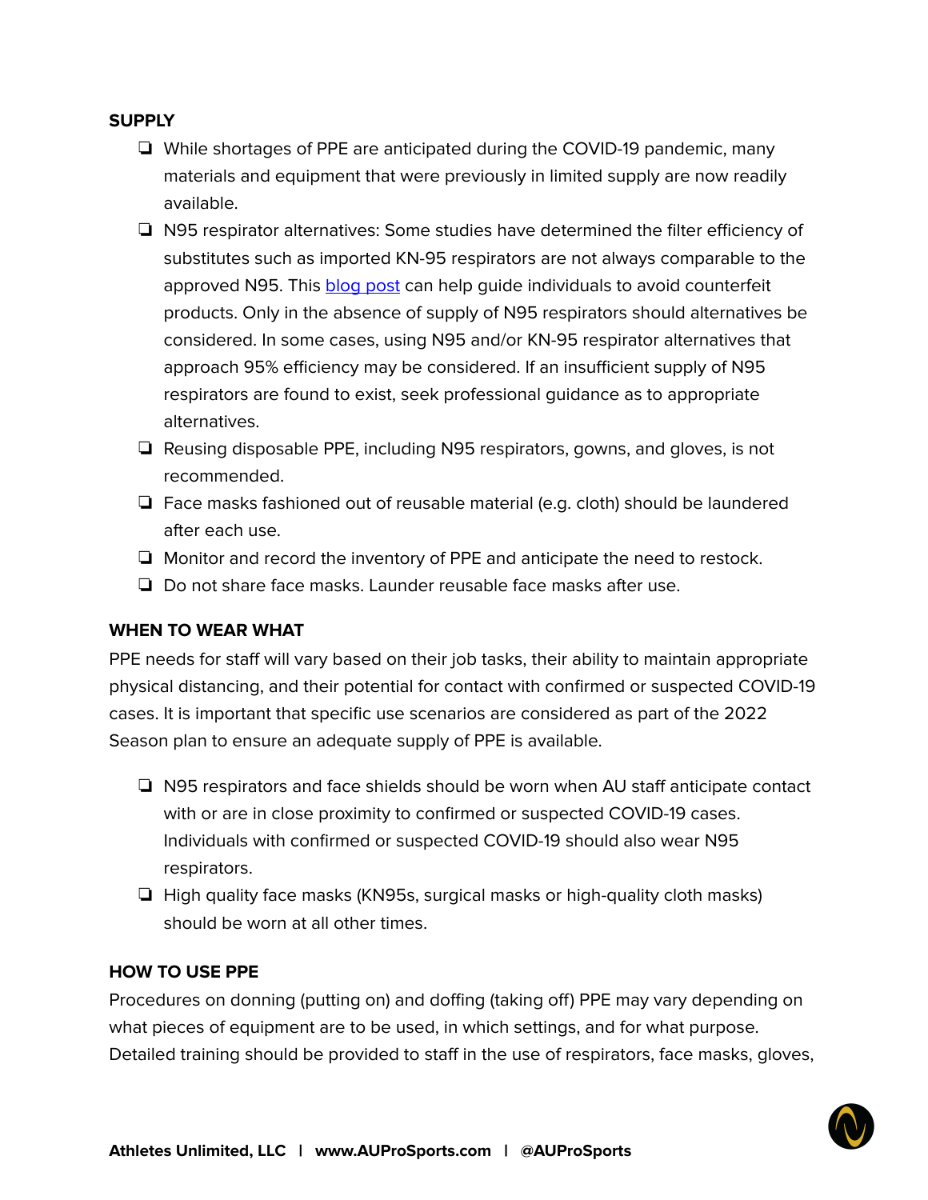## SUPPLY

- While shortages of PPE are anticipated during the COVID-19 pandemic, many materials and equipment that were previously in limited supply are now readily available.
- N95 respirator alternatives: Some studies have determined the filter efficiency of substitutes such as imported KN-95 respirators are not always comparable to the approved N95. This blog post can help guide individuals to avoid counterfeit products. Only in the absence of supply of N95 respirators should alternatives be considered. In some cases, using N95 and/or KN-95 respirator alternatives that approach 95% efficiency may be considered. If an insufficient supply of N95 respirators are found to exist, seek professional guidance as to appropriate alternatives.
- Reusing disposable PPE, including N95 respirators, gowns, and gloves, is not recommended.
- Face masks fashioned out of reusable material (e.g. cloth) should be laundered after each use.
- Monitor and record the inventory of PPE and anticipate the need to restock.
- Do not share face masks. Launder reusable face masks after use.

## WHEN TO WEAR WHAT

PPE needs for staff will vary based on their job tasks, their ability to maintain appropriate physical distancing, and their potential for contact with confirmed or suspected COVID-19 cases. It is important that specific use scenarios are considered as part of the 2022 Season plan to ensure an adequate supply of PPE is available.

- N95 respirators and face shields should be worn when AU staff anticipate contact with or are in close proximity to confirmed or suspected COVID-19 cases. Individuals with confirmed or suspected COVID-19 should also wear N95 respirators.
- High quality face masks (KN95s, surgical masks or high-quality cloth masks) should be worn at all other times.

## HOW TO USE PPE

Procedures on donning (putting on) and doffing (taking off) PPE may vary depending on what pieces of equipment are to be used, in which settings, and for what purpose. Detailed training should be provided to staff in the use of respirators, face masks, gloves,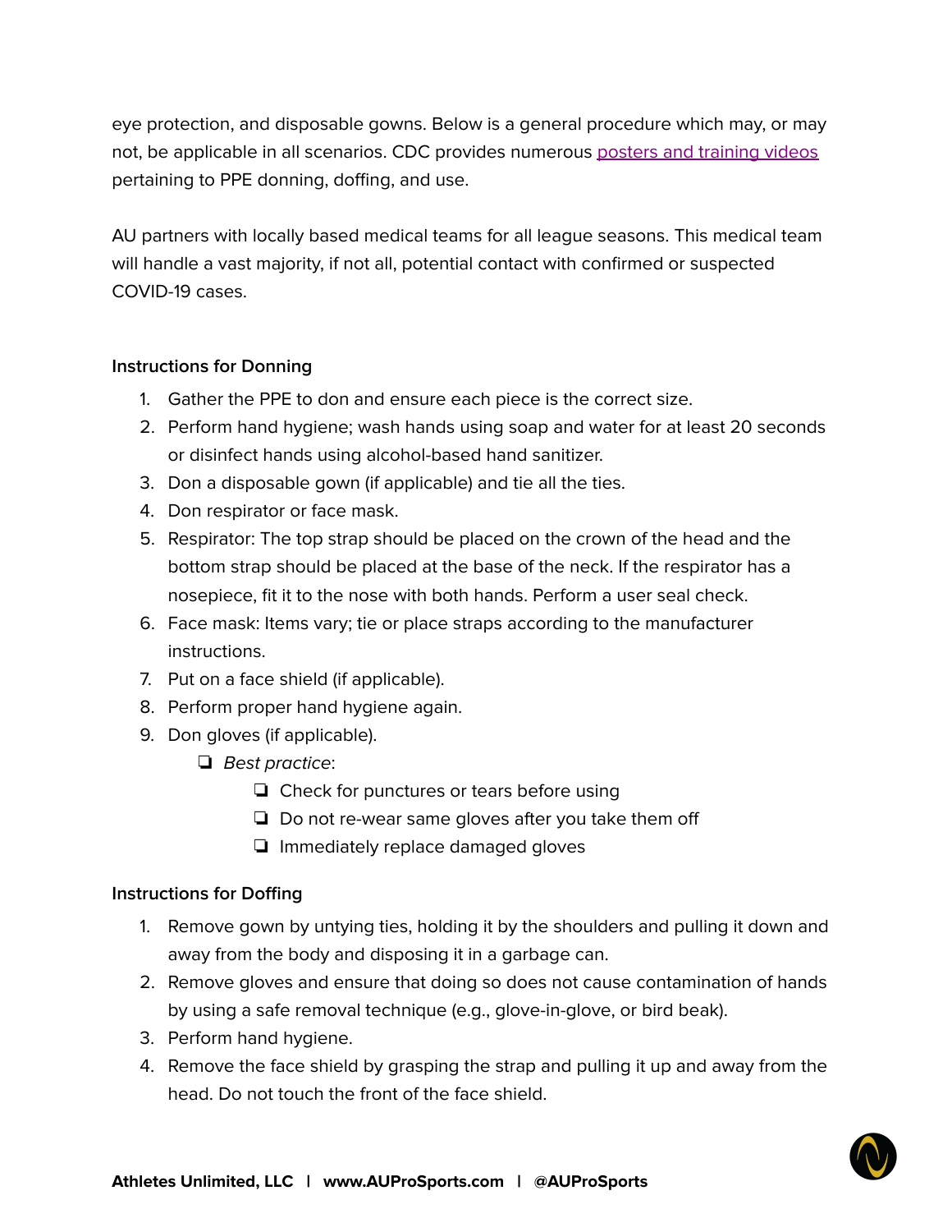eye protection, and disposable gowns. Below is a general procedure which may, or may not, be applicable in all scenarios. CDC provides numerous [posters and training videos]() pertaining to PPE donning, doffing, and use.

AU partners with locally based medical teams for all league seasons. This medical team will handle a vast majority, if not all, potential contact with confirmed or suspected COVID-19 cases.

### Instructions for Donning

1. Gather the PPE to don and ensure each piece is the correct size.
2. Perform hand hygiene; wash hands using soap and water for at least 20 seconds or disinfect hands using alcohol-based hand sanitizer.
3. Don a disposable gown (if applicable) and tie all the ties.
4. Don respirator or face mask.
5. Respirator: The top strap should be placed on the crown of the head and the bottom strap should be placed at the base of the neck. If the respirator has a nosepiece, fit it to the nose with both hands. Perform a user seal check.
6. Face mask: Items vary; tie or place straps according to the manufacturer instructions.
7. Put on a face shield (if applicable).
8. Perform proper hand hygiene again.
9. Don gloves (if applicable).
   - *Best practice*:
     - Check for punctures or tears before using
     - Do not re-wear same gloves after you take them off
     - Immediately replace damaged gloves

### Instructions for Doffing

1. Remove gown by untying ties, holding it by the shoulders and pulling it down and away from the body and disposing it in a garbage can.
2. Remove gloves and ensure that doing so does not cause contamination of hands by using a safe removal technique (e.g., glove-in-glove, or bird beak).
3. Perform hand hygiene.
4. Remove the face shield by grasping the strap and pulling it up and away from the head. Do not touch the front of the face shield.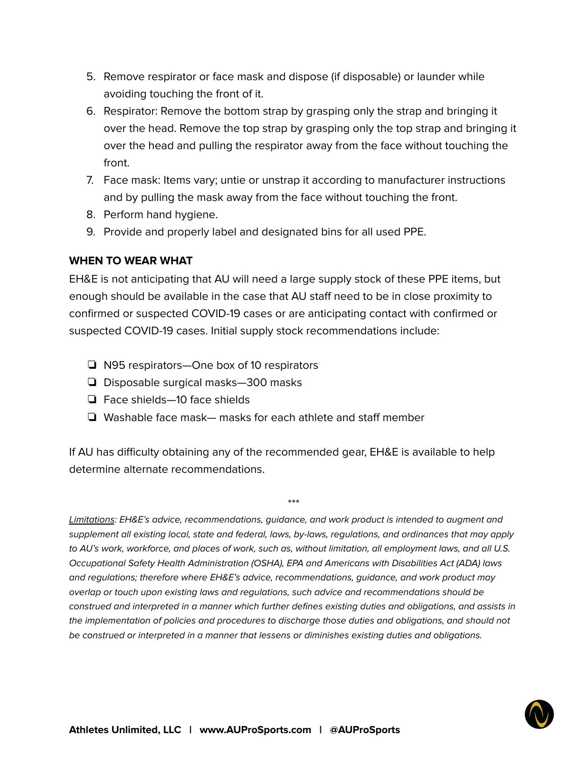5. Remove respirator or face mask and dispose (if disposable) or launder while avoiding touching the front of it.
6. Respirator: Remove the bottom strap by grasping only the strap and bringing it over the head. Remove the top strap by grasping only the top strap and bringing it over the head and pulling the respirator away from the face without touching the front.
7. Face mask: Items vary; untie or unstrap it according to manufacturer instructions and by pulling the mask away from the face without touching the front.
8. Perform hand hygiene.
9. Provide and properly label and designated bins for all used PPE.

**WHEN TO WEAR WHAT**

EH&E is not anticipating that AU will need a large supply stock of these PPE items, but enough should be available in the case that AU staff need to be in close proximity to confirmed or suspected COVID-19 cases or are anticipating contact with confirmed or suspected COVID-19 cases. Initial supply stock recommendations include:

- ❏ N95 respirators—One box of 10 respirators
- ❏ Disposable surgical masks—300 masks
- ❏ Face shields—10 face shields
- ❏ Washable face mask— masks for each athlete and staff member

If AU has difficulty obtaining any of the recommended gear, EH&E is available to help determine alternate recommendations.

\*\*\*

*Limitations: EH&E's advice, recommendations, guidance, and work product is intended to augment and supplement all existing local, state and federal, laws, by-laws, regulations, and ordinances that may apply to AU's work, workforce, and places of work, such as, without limitation, all employment laws, and all U.S. Occupational Safety Health Administration (OSHA), EPA and Americans with Disabilities Act (ADA) laws and regulations; therefore where EH&E's advice, recommendations, guidance, and work product may overlap or touch upon existing laws and regulations, such advice and recommendations should be construed and interpreted in a manner which further defines existing duties and obligations, and assists in the implementation of policies and procedures to discharge those duties and obligations, and should not be construed or interpreted in a manner that lessens or diminishes existing duties and obligations.*